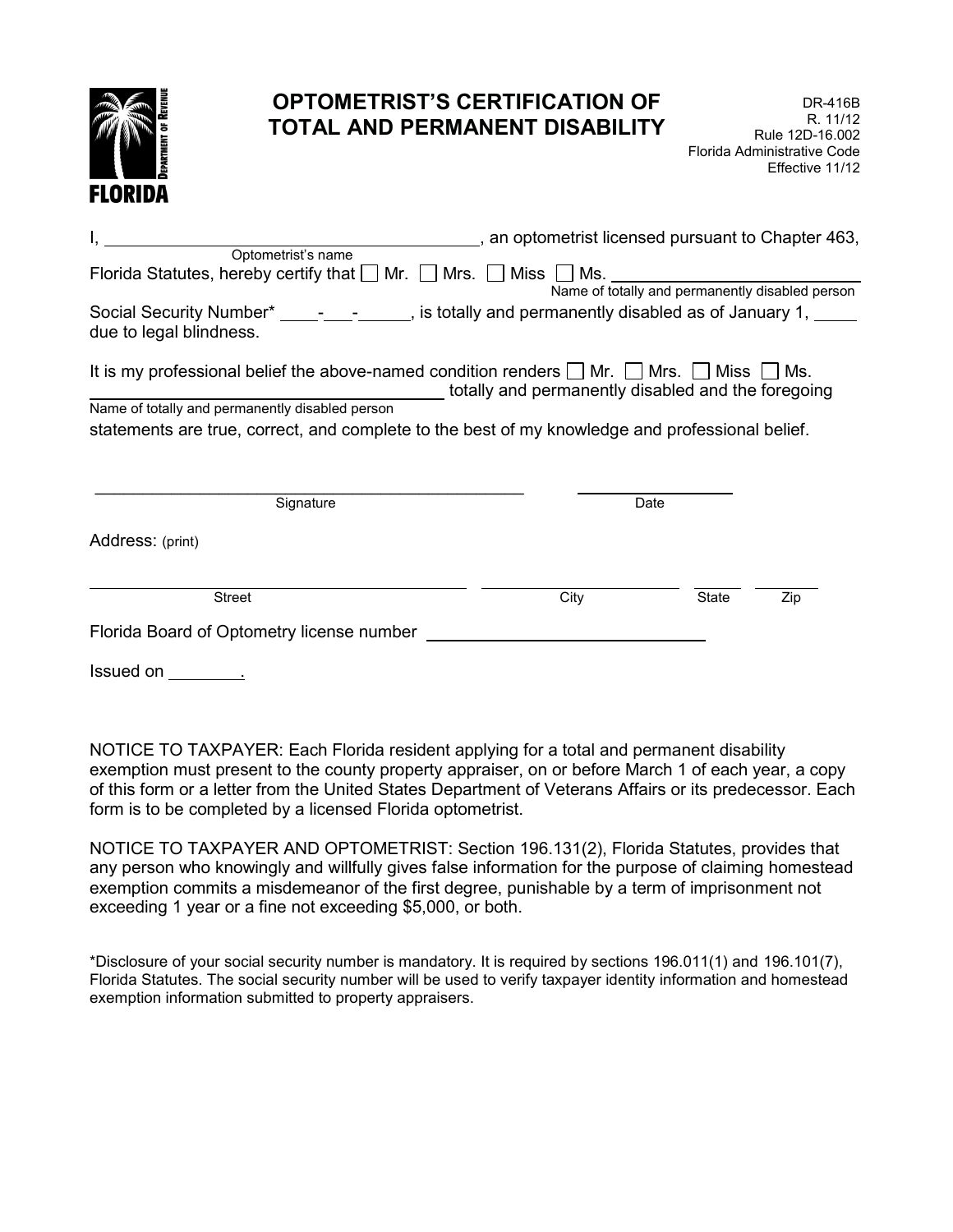FLORIDA DEPARTMENT OF REVENUE

# OPTOMETRIST'S CERTIFICATION OF TOTAL AND PERMANENT DISABILITY

DR-416B
R. 11/12
Rule 12D-16.002
Florida Administrative Code
Effective 11/12

I, ________________________________ (Optometrist's name), an optometrist licensed pursuant to Chapter 463, Florida Statutes, hereby certify that ☐ Mr. ☐ Mrs. ☐ Miss ☐ Ms. ________________________________ (Name of totally and permanently disabled person)

Social Security Number* ____-___-______, is totally and permanently disabled as of January 1, _____ due to legal blindness.

It is my professional belief the above-named condition renders ☐ Mr. ☐ Mrs. ☐ Miss ☐ Ms. ________________________________ (Name of totally and permanently disabled person) totally and permanently disabled and the foregoing statements are true, correct, and complete to the best of my knowledge and professional belief.

________________________________ Signature

____________ Date

Address: (print)

________________________ Street ____________ City ______ State ______ Zip

Florida Board of Optometry license number ________________________

Issued on ________.

NOTICE TO TAXPAYER: Each Florida resident applying for a total and permanent disability exemption must present to the county property appraiser, on or before March 1 of each year, a copy of this form or a letter from the United States Department of Veterans Affairs or its predecessor. Each form is to be completed by a licensed Florida optometrist.

NOTICE TO TAXPAYER AND OPTOMETRIST: Section 196.131(2), Florida Statutes, provides that any person who knowingly and willfully gives false information for the purpose of claiming homestead exemption commits a misdemeanor of the first degree, punishable by a term of imprisonment not exceeding 1 year or a fine not exceeding $5,000, or both.

*Disclosure of your social security number is mandatory. It is required by sections 196.011(1) and 196.101(7), Florida Statutes. The social security number will be used to verify taxpayer identity information and homestead exemption information submitted to property appraisers.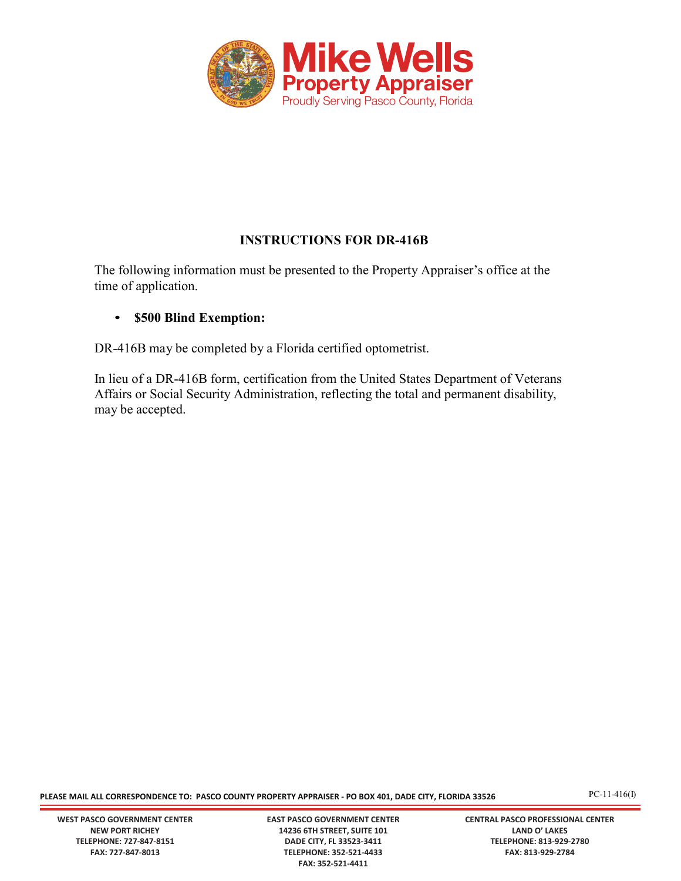**Mike Wells**
**Property Appraiser**
Proudly Serving Pasco County, Florida

## INSTRUCTIONS FOR DR-416B

The following information must be presented to the Property Appraiser's office at the time of application.

- **$500 Blind Exemption:**

DR-416B may be completed by a Florida certified optometrist.

In lieu of a DR-416B form, certification from the United States Department of Veterans Affairs or Social Security Administration, reflecting the total and permanent disability, may be accepted.

**PLEASE MAIL ALL CORRESPONDENCE TO: PASCO COUNTY PROPERTY APPRAISER - PO BOX 401, DADE CITY, FLORIDA 33526**

PC-11-416(I)

**WEST PASCO GOVERNMENT CENTER**
**NEW PORT RICHEY**
**TELEPHONE: 727-847-8151**
**FAX: 727-847-8013**

**EAST PASCO GOVERNMENT CENTER**
**14236 6TH STREET, SUITE 101**
**DADE CITY, FL 33523-3411**
**TELEPHONE: 352-521-4433**
**FAX: 352-521-4411**

**CENTRAL PASCO PROFESSIONAL CENTER**
**LAND O' LAKES**
**TELEPHONE: 813-929-2780**
**FAX: 813-929-2784**